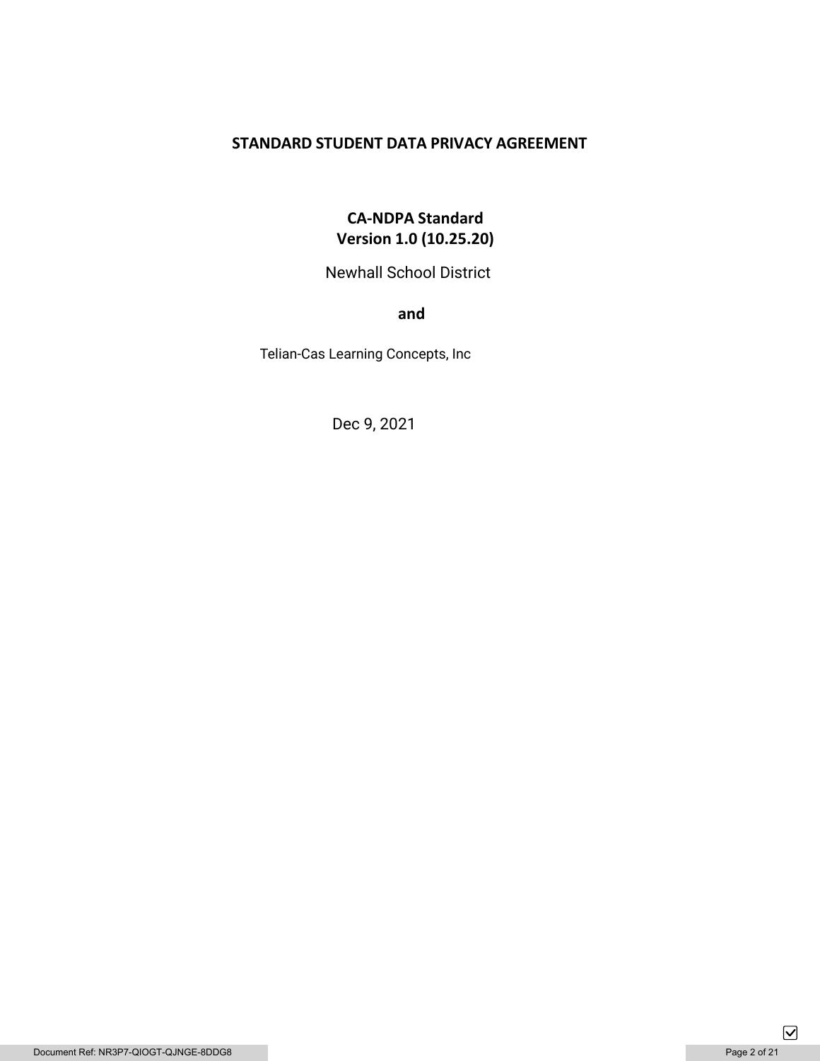# STANDARD STUDENT DATA PRIVACY AGREEMENT

**CA-NDPA Standard**
**Version 1.0 (10.25.20)**

Newhall School District

**and**

Telian-Cas Learning Concepts, Inc

Dec 9, 2021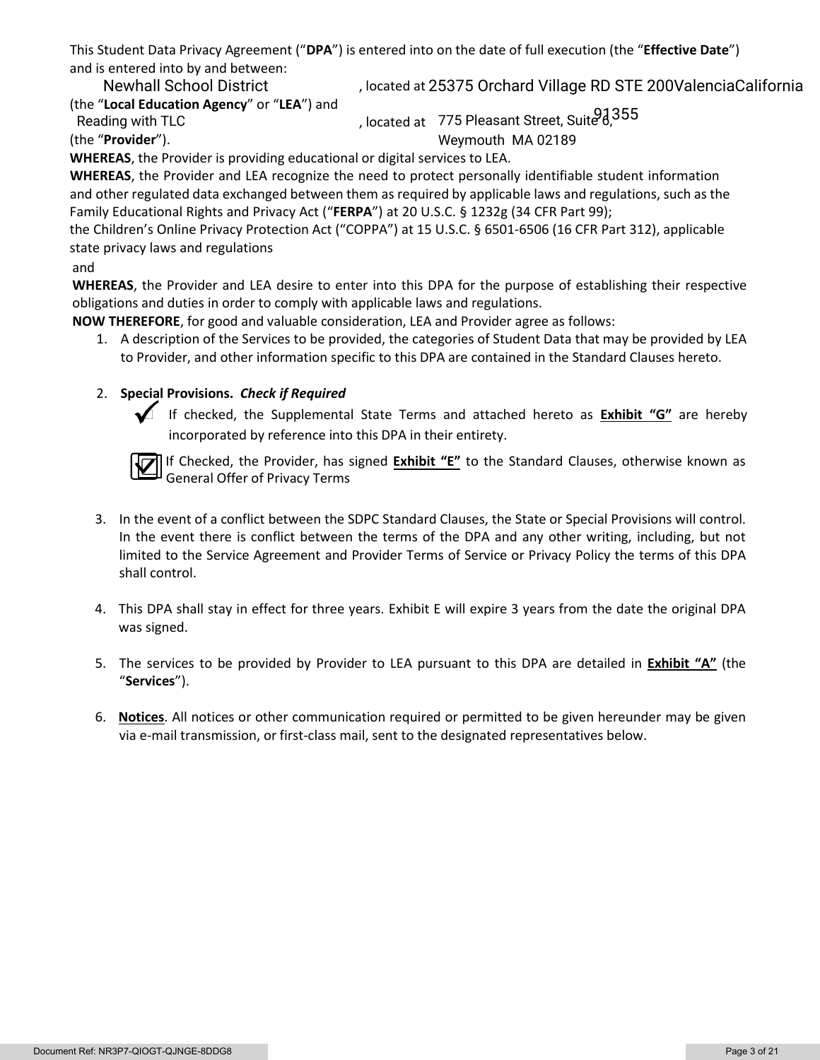This Student Data Privacy Agreement ("**DPA**") is entered into on the date of full execution (the "**Effective Date**") and is entered into by and between:

Newhall School District, located at 25375 Orchard Village RD STE 200ValenciaCalifornia 91355 (the "**Local Education Agency**" or "**LEA**") and Reading with TLC, located at 775 Pleasant Street, Suite 6, Weymouth MA 02189 (the "**Provider**").

**WHEREAS**, the Provider is providing educational or digital services to LEA.

**WHEREAS**, the Provider and LEA recognize the need to protect personally identifiable student information and other regulated data exchanged between them as required by applicable laws and regulations, such as the Family Educational Rights and Privacy Act ("**FERPA**") at 20 U.S.C. § 1232g (34 CFR Part 99); the Children's Online Privacy Protection Act ("COPPA") at 15 U.S.C. § 6501-6506 (16 CFR Part 312), applicable state privacy laws and regulations and

**WHEREAS**, the Provider and LEA desire to enter into this DPA for the purpose of establishing their respective obligations and duties in order to comply with applicable laws and regulations.

**NOW THEREFORE**, for good and valuable consideration, LEA and Provider agree as follows:

1. A description of the Services to be provided, the categories of Student Data that may be provided by LEA to Provider, and other information specific to this DPA are contained in the Standard Clauses hereto.

2. **Special Provisions.** ***Check if Required***

   ☑ If checked, the Supplemental State Terms and attached hereto as **Exhibit "G"** are hereby incorporated by reference into this DPA in their entirety.

   ☑ If Checked, the Provider, has signed **Exhibit "E"** to the Standard Clauses, otherwise known as General Offer of Privacy Terms

3. In the event of a conflict between the SDPC Standard Clauses, the State or Special Provisions will control. In the event there is conflict between the terms of the DPA and any other writing, including, but not limited to the Service Agreement and Provider Terms of Service or Privacy Policy the terms of this DPA shall control.

4. This DPA shall stay in effect for three years. Exhibit E will expire 3 years from the date the original DPA was signed.

5. The services to be provided by Provider to LEA pursuant to this DPA are detailed in **Exhibit "A"** (the "**Services**").

6. **Notices**. All notices or other communication required or permitted to be given hereunder may be given via e-mail transmission, or first-class mail, sent to the designated representatives below.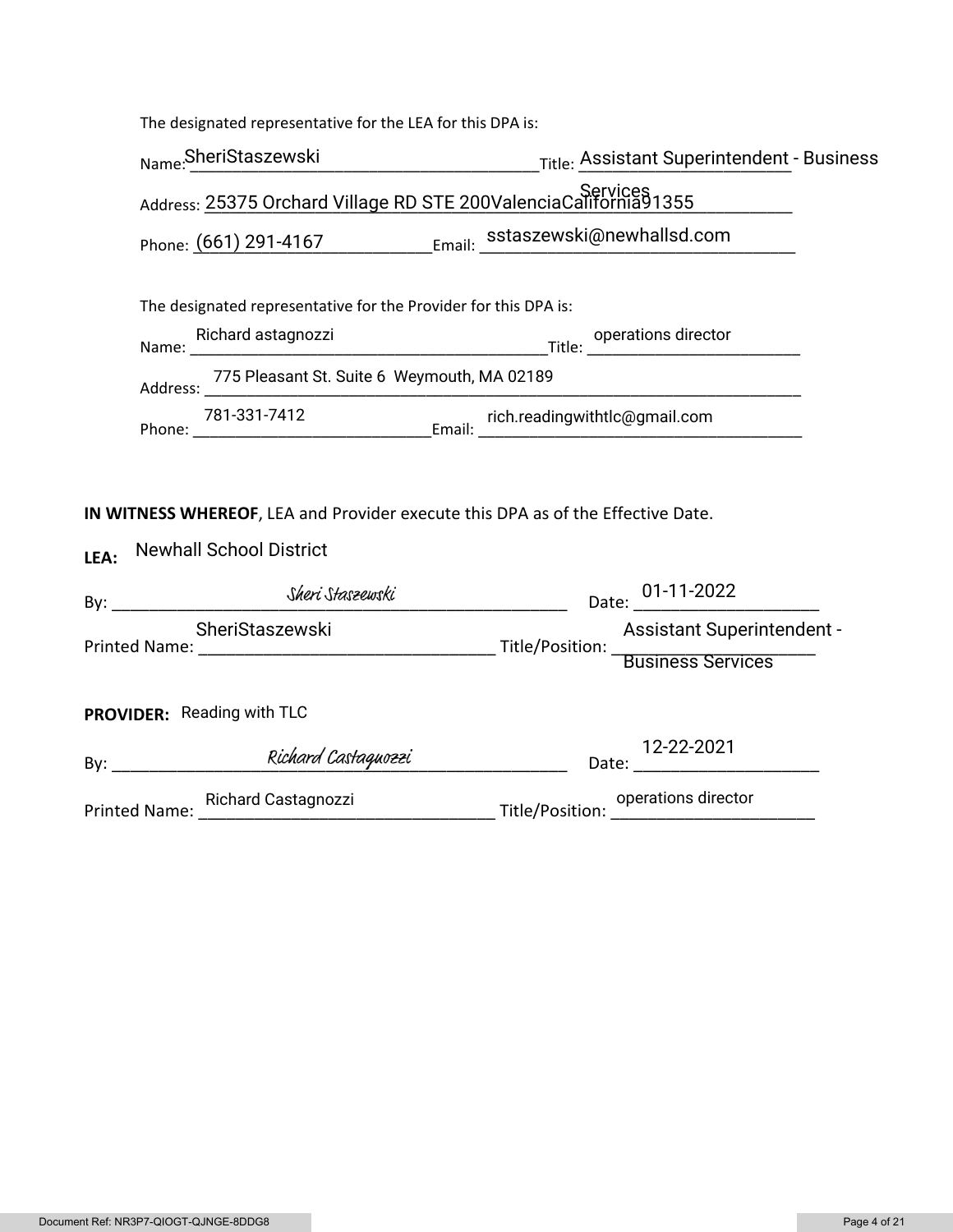The designated representative for the LEA for this DPA is:

Name: SheriStaszewski Title: Assistant Superintendent - Business Services

Address: 25375 Orchard Village RD STE 200ValenciaCalifornia91355

Phone: (661) 291-4167 Email: sstaszewski@newhallsd.com

The designated representative for the Provider for this DPA is:

Name: Richard astagnozzi Title: operations director

Address: 775 Pleasant St. Suite 6 Weymouth, MA 02189

Phone: 781-331-7412 Email: rich.readingwithtlc@gmail.com

**IN WITNESS WHEREOF**, LEA and Provider execute this DPA as of the Effective Date.

**LEA:** Newhall School District

By: *Sheri Staszewski* Date: 01-11-2022

Printed Name: SheriStaszewski Title/Position: Assistant Superintendent - Business Services

**PROVIDER:** Reading with TLC

By: *Richard Castagnozzi* Date: 12-22-2021

Printed Name: Richard Castagnozzi Title/Position: operations director

Document Ref: NR3P7-QIOGT-QJNGE-8DDG8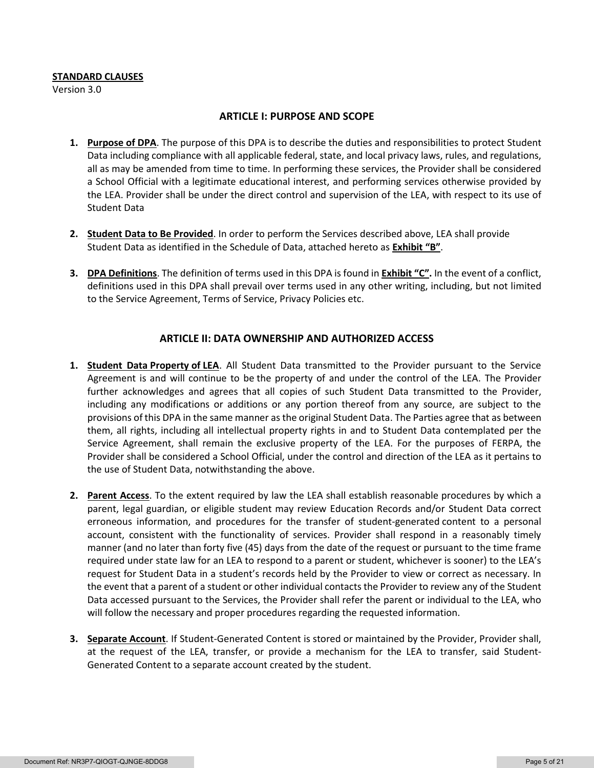**STANDARD CLAUSES**
Version 3.0

## ARTICLE I: PURPOSE AND SCOPE

1. **Purpose of DPA**. The purpose of this DPA is to describe the duties and responsibilities to protect Student Data including compliance with all applicable federal, state, and local privacy laws, rules, and regulations, all as may be amended from time to time. In performing these services, the Provider shall be considered a School Official with a legitimate educational interest, and performing services otherwise provided by the LEA. Provider shall be under the direct control and supervision of the LEA, with respect to its use of Student Data

2. **Student Data to Be Provided**. In order to perform the Services described above, LEA shall provide Student Data as identified in the Schedule of Data, attached hereto as **Exhibit "B"**.

3. **DPA Definitions**. The definition of terms used in this DPA is found in **Exhibit "C".** In the event of a conflict, definitions used in this DPA shall prevail over terms used in any other writing, including, but not limited to the Service Agreement, Terms of Service, Privacy Policies etc.

## ARTICLE II: DATA OWNERSHIP AND AUTHORIZED ACCESS

1. **Student Data Property of LEA**. All Student Data transmitted to the Provider pursuant to the Service Agreement is and will continue to be the property of and under the control of the LEA. The Provider further acknowledges and agrees that all copies of such Student Data transmitted to the Provider, including any modifications or additions or any portion thereof from any source, are subject to the provisions of this DPA in the same manner as the original Student Data. The Parties agree that as between them, all rights, including all intellectual property rights in and to Student Data contemplated per the Service Agreement, shall remain the exclusive property of the LEA. For the purposes of FERPA, the Provider shall be considered a School Official, under the control and direction of the LEA as it pertains to the use of Student Data, notwithstanding the above.

2. **Parent Access**. To the extent required by law the LEA shall establish reasonable procedures by which a parent, legal guardian, or eligible student may review Education Records and/or Student Data correct erroneous information, and procedures for the transfer of student-generated content to a personal account, consistent with the functionality of services. Provider shall respond in a reasonably timely manner (and no later than forty five (45) days from the date of the request or pursuant to the time frame required under state law for an LEA to respond to a parent or student, whichever is sooner) to the LEA's request for Student Data in a student's records held by the Provider to view or correct as necessary. In the event that a parent of a student or other individual contacts the Provider to review any of the Student Data accessed pursuant to the Services, the Provider shall refer the parent or individual to the LEA, who will follow the necessary and proper procedures regarding the requested information.

3. **Separate Account**. If Student-Generated Content is stored or maintained by the Provider, Provider shall, at the request of the LEA, transfer, or provide a mechanism for the LEA to transfer, said Student-Generated Content to a separate account created by the student.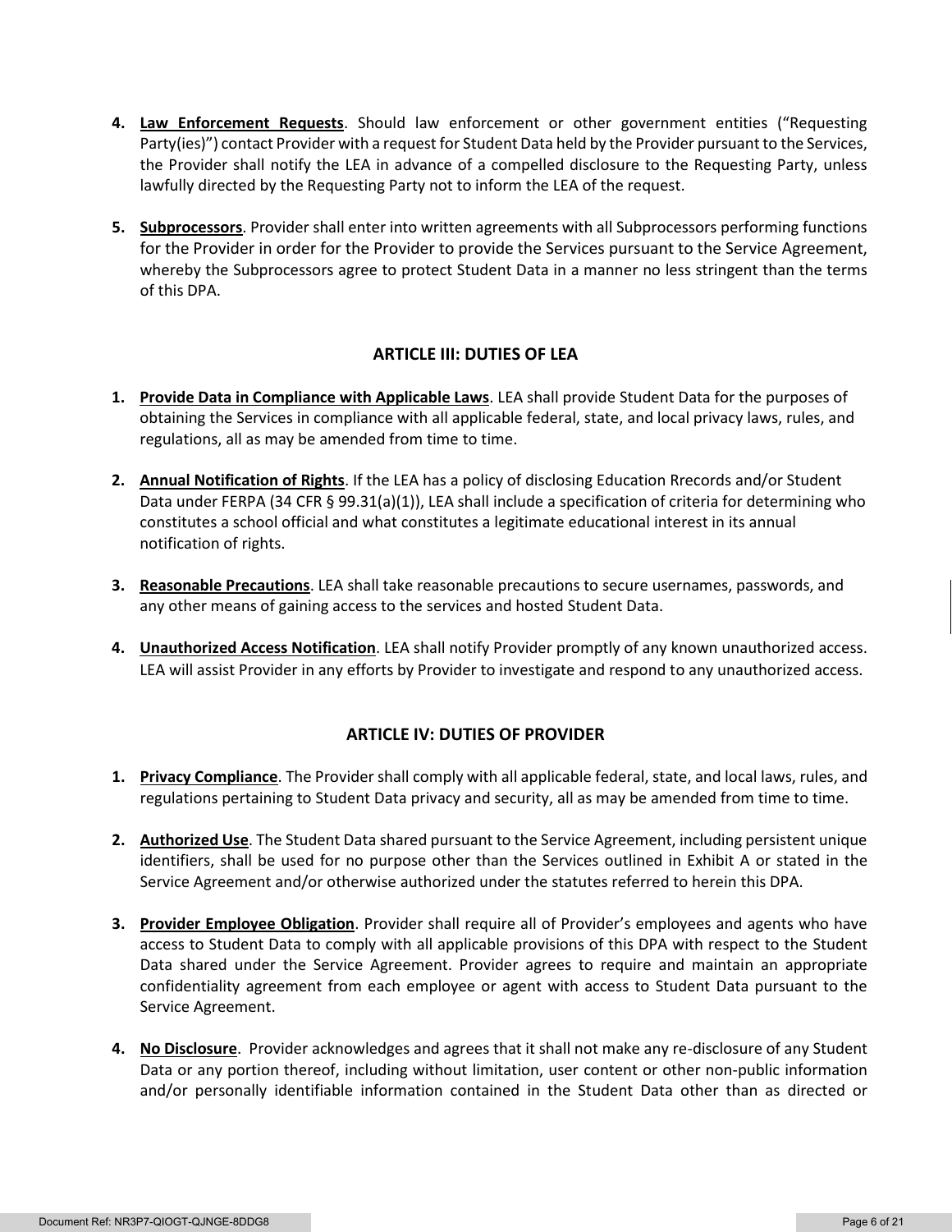4. **Law Enforcement Requests**. Should law enforcement or other government entities ("Requesting Party(ies)") contact Provider with a request for Student Data held by the Provider pursuant to the Services, the Provider shall notify the LEA in advance of a compelled disclosure to the Requesting Party, unless lawfully directed by the Requesting Party not to inform the LEA of the request.

5. **Subprocessors**. Provider shall enter into written agreements with all Subprocessors performing functions for the Provider in order for the Provider to provide the Services pursuant to the Service Agreement, whereby the Subprocessors agree to protect Student Data in a manner no less stringent than the terms of this DPA.

## ARTICLE III: DUTIES OF LEA

1. **Provide Data in Compliance with Applicable Laws**. LEA shall provide Student Data for the purposes of obtaining the Services in compliance with all applicable federal, state, and local privacy laws, rules, and regulations, all as may be amended from time to time.

2. **Annual Notification of Rights**. If the LEA has a policy of disclosing Education Rrecords and/or Student Data under FERPA (34 CFR § 99.31(a)(1)), LEA shall include a specification of criteria for determining who constitutes a school official and what constitutes a legitimate educational interest in its annual notification of rights.

3. **Reasonable Precautions**. LEA shall take reasonable precautions to secure usernames, passwords, and any other means of gaining access to the services and hosted Student Data.

4. **Unauthorized Access Notification**. LEA shall notify Provider promptly of any known unauthorized access. LEA will assist Provider in any efforts by Provider to investigate and respond to any unauthorized access.

## ARTICLE IV: DUTIES OF PROVIDER

1. **Privacy Compliance**. The Provider shall comply with all applicable federal, state, and local laws, rules, and regulations pertaining to Student Data privacy and security, all as may be amended from time to time.

2. **Authorized Use**. The Student Data shared pursuant to the Service Agreement, including persistent unique identifiers, shall be used for no purpose other than the Services outlined in Exhibit A or stated in the Service Agreement and/or otherwise authorized under the statutes referred to herein this DPA.

3. **Provider Employee Obligation**. Provider shall require all of Provider's employees and agents who have access to Student Data to comply with all applicable provisions of this DPA with respect to the Student Data shared under the Service Agreement. Provider agrees to require and maintain an appropriate confidentiality agreement from each employee or agent with access to Student Data pursuant to the Service Agreement.

4. **No Disclosure**. Provider acknowledges and agrees that it shall not make any re-disclosure of any Student Data or any portion thereof, including without limitation, user content or other non-public information and/or personally identifiable information contained in the Student Data other than as directed or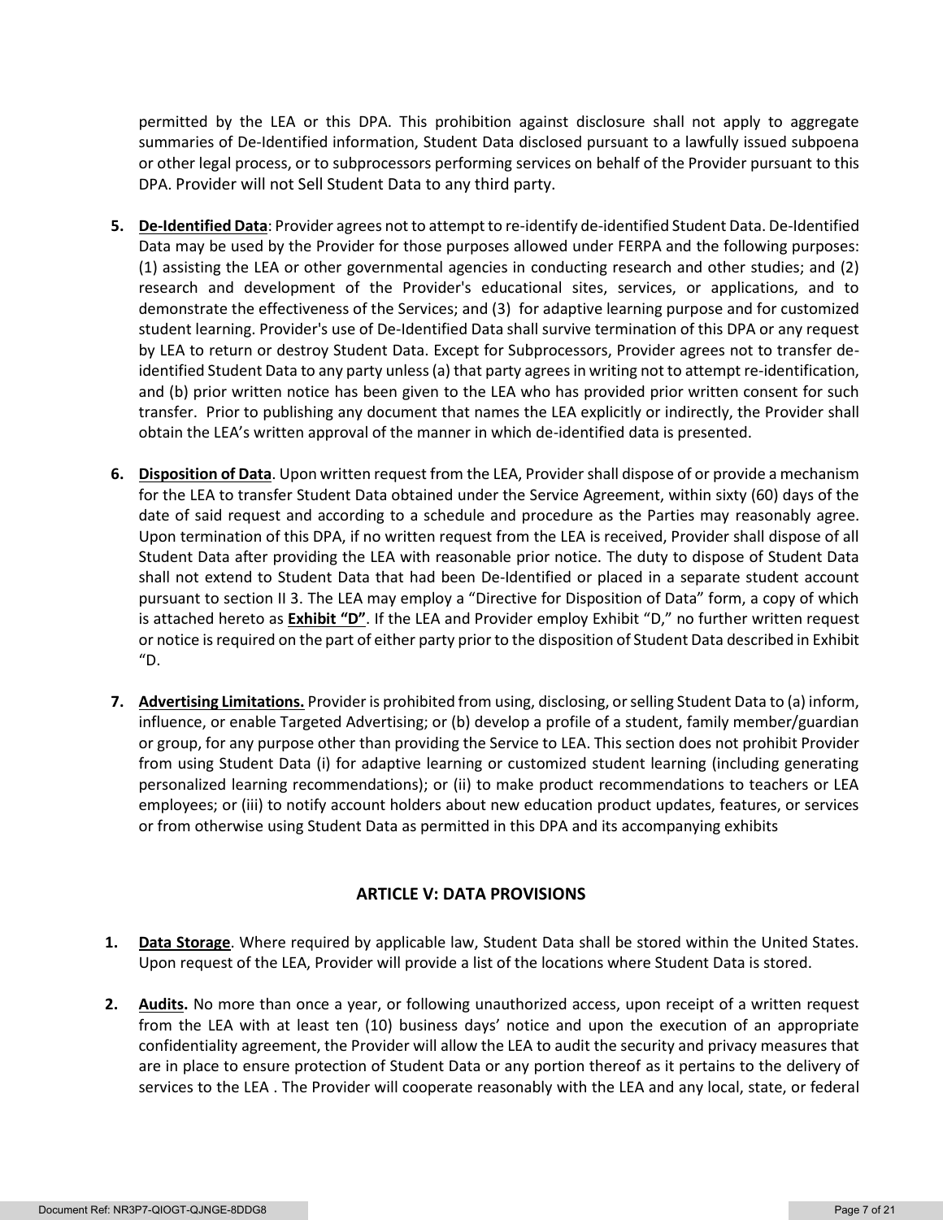permitted by the LEA or this DPA. This prohibition against disclosure shall not apply to aggregate summaries of De-Identified information, Student Data disclosed pursuant to a lawfully issued subpoena or other legal process, or to subprocessors performing services on behalf of the Provider pursuant to this DPA. Provider will not Sell Student Data to any third party.

5. **De-Identified Data**: Provider agrees not to attempt to re-identify de-identified Student Data. De-Identified Data may be used by the Provider for those purposes allowed under FERPA and the following purposes: (1) assisting the LEA or other governmental agencies in conducting research and other studies; and (2) research and development of the Provider's educational sites, services, or applications, and to demonstrate the effectiveness of the Services; and (3) for adaptive learning purpose and for customized student learning. Provider's use of De-Identified Data shall survive termination of this DPA or any request by LEA to return or destroy Student Data. Except for Subprocessors, Provider agrees not to transfer de-identified Student Data to any party unless (a) that party agrees in writing not to attempt re-identification, and (b) prior written notice has been given to the LEA who has provided prior written consent for such transfer. Prior to publishing any document that names the LEA explicitly or indirectly, the Provider shall obtain the LEA's written approval of the manner in which de-identified data is presented.

6. **Disposition of Data**. Upon written request from the LEA, Provider shall dispose of or provide a mechanism for the LEA to transfer Student Data obtained under the Service Agreement, within sixty (60) days of the date of said request and according to a schedule and procedure as the Parties may reasonably agree. Upon termination of this DPA, if no written request from the LEA is received, Provider shall dispose of all Student Data after providing the LEA with reasonable prior notice. The duty to dispose of Student Data shall not extend to Student Data that had been De-Identified or placed in a separate student account pursuant to section II 3. The LEA may employ a "Directive for Disposition of Data" form, a copy of which is attached hereto as **Exhibit "D"**. If the LEA and Provider employ Exhibit "D," no further written request or notice is required on the part of either party prior to the disposition of Student Data described in Exhibit "D.

7. **Advertising Limitations.** Provider is prohibited from using, disclosing, or selling Student Data to (a) inform, influence, or enable Targeted Advertising; or (b) develop a profile of a student, family member/guardian or group, for any purpose other than providing the Service to LEA. This section does not prohibit Provider from using Student Data (i) for adaptive learning or customized student learning (including generating personalized learning recommendations); or (ii) to make product recommendations to teachers or LEA employees; or (iii) to notify account holders about new education product updates, features, or services or from otherwise using Student Data as permitted in this DPA and its accompanying exhibits

## ARTICLE V: DATA PROVISIONS

1. **Data Storage**. Where required by applicable law, Student Data shall be stored within the United States. Upon request of the LEA, Provider will provide a list of the locations where Student Data is stored.

2. **Audits.** No more than once a year, or following unauthorized access, upon receipt of a written request from the LEA with at least ten (10) business days' notice and upon the execution of an appropriate confidentiality agreement, the Provider will allow the LEA to audit the security and privacy measures that are in place to ensure protection of Student Data or any portion thereof as it pertains to the delivery of services to the LEA . The Provider will cooperate reasonably with the LEA and any local, state, or federal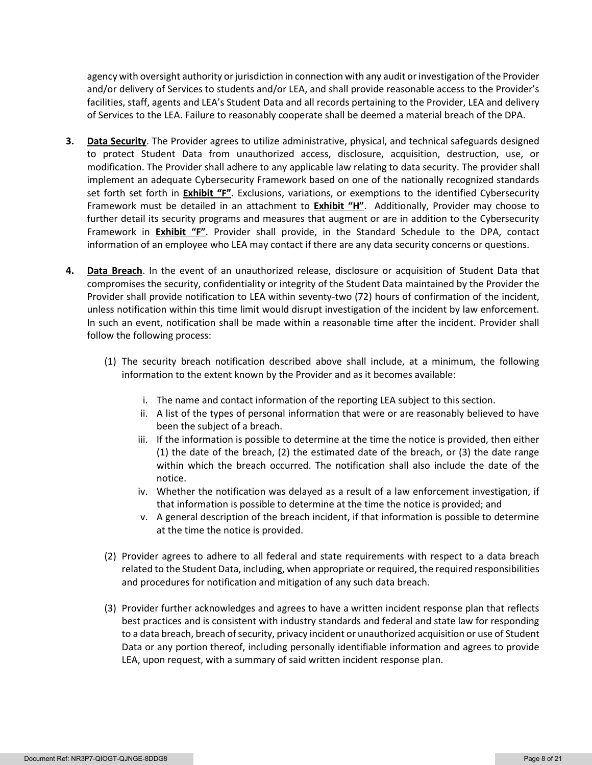agency with oversight authority or jurisdiction in connection with any audit or investigation of the Provider and/or delivery of Services to students and/or LEA, and shall provide reasonable access to the Provider's facilities, staff, agents and LEA's Student Data and all records pertaining to the Provider, LEA and delivery of Services to the LEA. Failure to reasonably cooperate shall be deemed a material breach of the DPA.

3. **Data Security**. The Provider agrees to utilize administrative, physical, and technical safeguards designed to protect Student Data from unauthorized access, disclosure, acquisition, destruction, use, or modification. The Provider shall adhere to any applicable law relating to data security. The provider shall implement an adequate Cybersecurity Framework based on one of the nationally recognized standards set forth set forth in **Exhibit "F"**. Exclusions, variations, or exemptions to the identified Cybersecurity Framework must be detailed in an attachment to **Exhibit "H"**. Additionally, Provider may choose to further detail its security programs and measures that augment or are in addition to the Cybersecurity Framework in **Exhibit "F"**. Provider shall provide, in the Standard Schedule to the DPA, contact information of an employee who LEA may contact if there are any data security concerns or questions.

4. **Data Breach**. In the event of an unauthorized release, disclosure or acquisition of Student Data that compromises the security, confidentiality or integrity of the Student Data maintained by the Provider the Provider shall provide notification to LEA within seventy-two (72) hours of confirmation of the incident, unless notification within this time limit would disrupt investigation of the incident by law enforcement. In such an event, notification shall be made within a reasonable time after the incident. Provider shall follow the following process:

   (1) The security breach notification described above shall include, at a minimum, the following information to the extent known by the Provider and as it becomes available:

      i. The name and contact information of the reporting LEA subject to this section.
      ii. A list of the types of personal information that were or are reasonably believed to have been the subject of a breach.
      iii. If the information is possible to determine at the time the notice is provided, then either (1) the date of the breach, (2) the estimated date of the breach, or (3) the date range within which the breach occurred. The notification shall also include the date of the notice.
      iv. Whether the notification was delayed as a result of a law enforcement investigation, if that information is possible to determine at the time the notice is provided; and
      v. A general description of the breach incident, if that information is possible to determine at the time the notice is provided.

   (2) Provider agrees to adhere to all federal and state requirements with respect to a data breach related to the Student Data, including, when appropriate or required, the required responsibilities and procedures for notification and mitigation of any such data breach.

   (3) Provider further acknowledges and agrees to have a written incident response plan that reflects best practices and is consistent with industry standards and federal and state law for responding to a data breach, breach of security, privacy incident or unauthorized acquisition or use of Student Data or any portion thereof, including personally identifiable information and agrees to provide LEA, upon request, with a summary of said written incident response plan.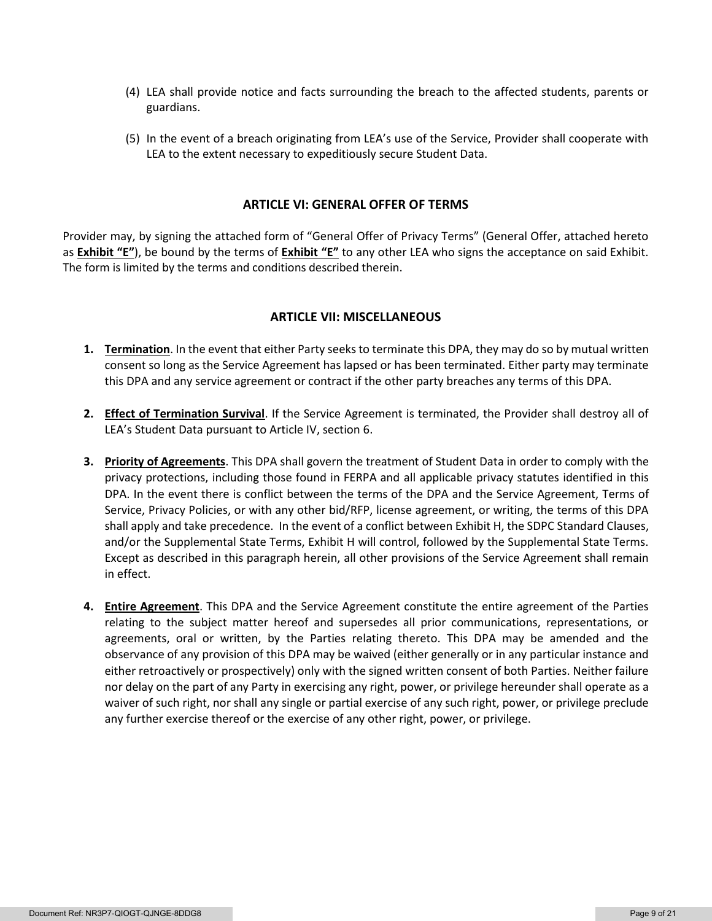(4) LEA shall provide notice and facts surrounding the breach to the affected students, parents or guardians.

(5) In the event of a breach originating from LEA's use of the Service, Provider shall cooperate with LEA to the extent necessary to expeditiously secure Student Data.

## ARTICLE VI: GENERAL OFFER OF TERMS

Provider may, by signing the attached form of "General Offer of Privacy Terms" (General Offer, attached hereto as **Exhibit "E"**), be bound by the terms of **Exhibit "E"** to any other LEA who signs the acceptance on said Exhibit. The form is limited by the terms and conditions described therein.

## ARTICLE VII: MISCELLANEOUS

1. **Termination**. In the event that either Party seeks to terminate this DPA, they may do so by mutual written consent so long as the Service Agreement has lapsed or has been terminated. Either party may terminate this DPA and any service agreement or contract if the other party breaches any terms of this DPA.

2. **Effect of Termination Survival**. If the Service Agreement is terminated, the Provider shall destroy all of LEA's Student Data pursuant to Article IV, section 6.

3. **Priority of Agreements**. This DPA shall govern the treatment of Student Data in order to comply with the privacy protections, including those found in FERPA and all applicable privacy statutes identified in this DPA. In the event there is conflict between the terms of the DPA and the Service Agreement, Terms of Service, Privacy Policies, or with any other bid/RFP, license agreement, or writing, the terms of this DPA shall apply and take precedence. In the event of a conflict between Exhibit H, the SDPC Standard Clauses, and/or the Supplemental State Terms, Exhibit H will control, followed by the Supplemental State Terms. Except as described in this paragraph herein, all other provisions of the Service Agreement shall remain in effect.

4. **Entire Agreement**. This DPA and the Service Agreement constitute the entire agreement of the Parties relating to the subject matter hereof and supersedes all prior communications, representations, or agreements, oral or written, by the Parties relating thereto. This DPA may be amended and the observance of any provision of this DPA may be waived (either generally or in any particular instance and either retroactively or prospectively) only with the signed written consent of both Parties. Neither failure nor delay on the part of any Party in exercising any right, power, or privilege hereunder shall operate as a waiver of such right, nor shall any single or partial exercise of any such right, power, or privilege preclude any further exercise thereof or the exercise of any other right, power, or privilege.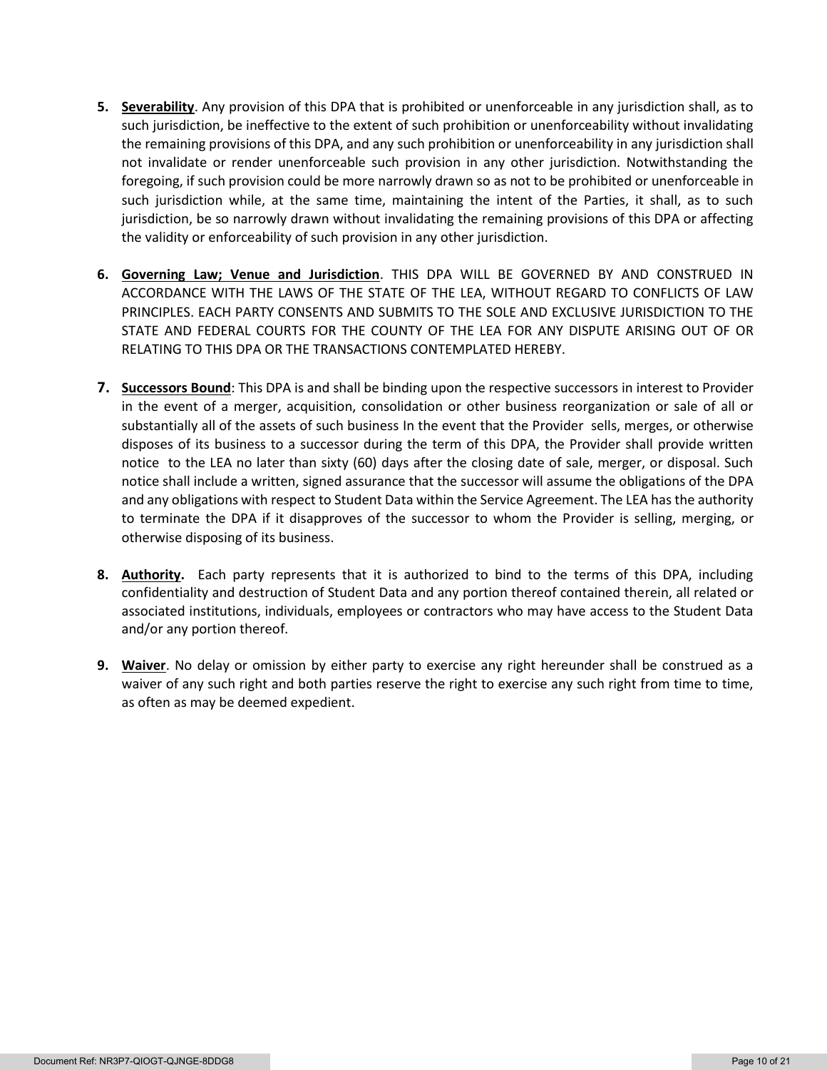5. **Severability**. Any provision of this DPA that is prohibited or unenforceable in any jurisdiction shall, as to such jurisdiction, be ineffective to the extent of such prohibition or unenforceability without invalidating the remaining provisions of this DPA, and any such prohibition or unenforceability in any jurisdiction shall not invalidate or render unenforceable such provision in any other jurisdiction. Notwithstanding the foregoing, if such provision could be more narrowly drawn so as not to be prohibited or unenforceable in such jurisdiction while, at the same time, maintaining the intent of the Parties, it shall, as to such jurisdiction, be so narrowly drawn without invalidating the remaining provisions of this DPA or affecting the validity or enforceability of such provision in any other jurisdiction.

6. **Governing Law; Venue and Jurisdiction**. THIS DPA WILL BE GOVERNED BY AND CONSTRUED IN ACCORDANCE WITH THE LAWS OF THE STATE OF THE LEA, WITHOUT REGARD TO CONFLICTS OF LAW PRINCIPLES. EACH PARTY CONSENTS AND SUBMITS TO THE SOLE AND EXCLUSIVE JURISDICTION TO THE STATE AND FEDERAL COURTS FOR THE COUNTY OF THE LEA FOR ANY DISPUTE ARISING OUT OF OR RELATING TO THIS DPA OR THE TRANSACTIONS CONTEMPLATED HEREBY.

7. **Successors Bound**: This DPA is and shall be binding upon the respective successors in interest to Provider in the event of a merger, acquisition, consolidation or other business reorganization or sale of all or substantially all of the assets of such business In the event that the Provider sells, merges, or otherwise disposes of its business to a successor during the term of this DPA, the Provider shall provide written notice to the LEA no later than sixty (60) days after the closing date of sale, merger, or disposal. Such notice shall include a written, signed assurance that the successor will assume the obligations of the DPA and any obligations with respect to Student Data within the Service Agreement. The LEA has the authority to terminate the DPA if it disapproves of the successor to whom the Provider is selling, merging, or otherwise disposing of its business.

8. **Authority.** Each party represents that it is authorized to bind to the terms of this DPA, including confidentiality and destruction of Student Data and any portion thereof contained therein, all related or associated institutions, individuals, employees or contractors who may have access to the Student Data and/or any portion thereof.

9. **Waiver**. No delay or omission by either party to exercise any right hereunder shall be construed as a waiver of any such right and both parties reserve the right to exercise any such right from time to time, as often as may be deemed expedient.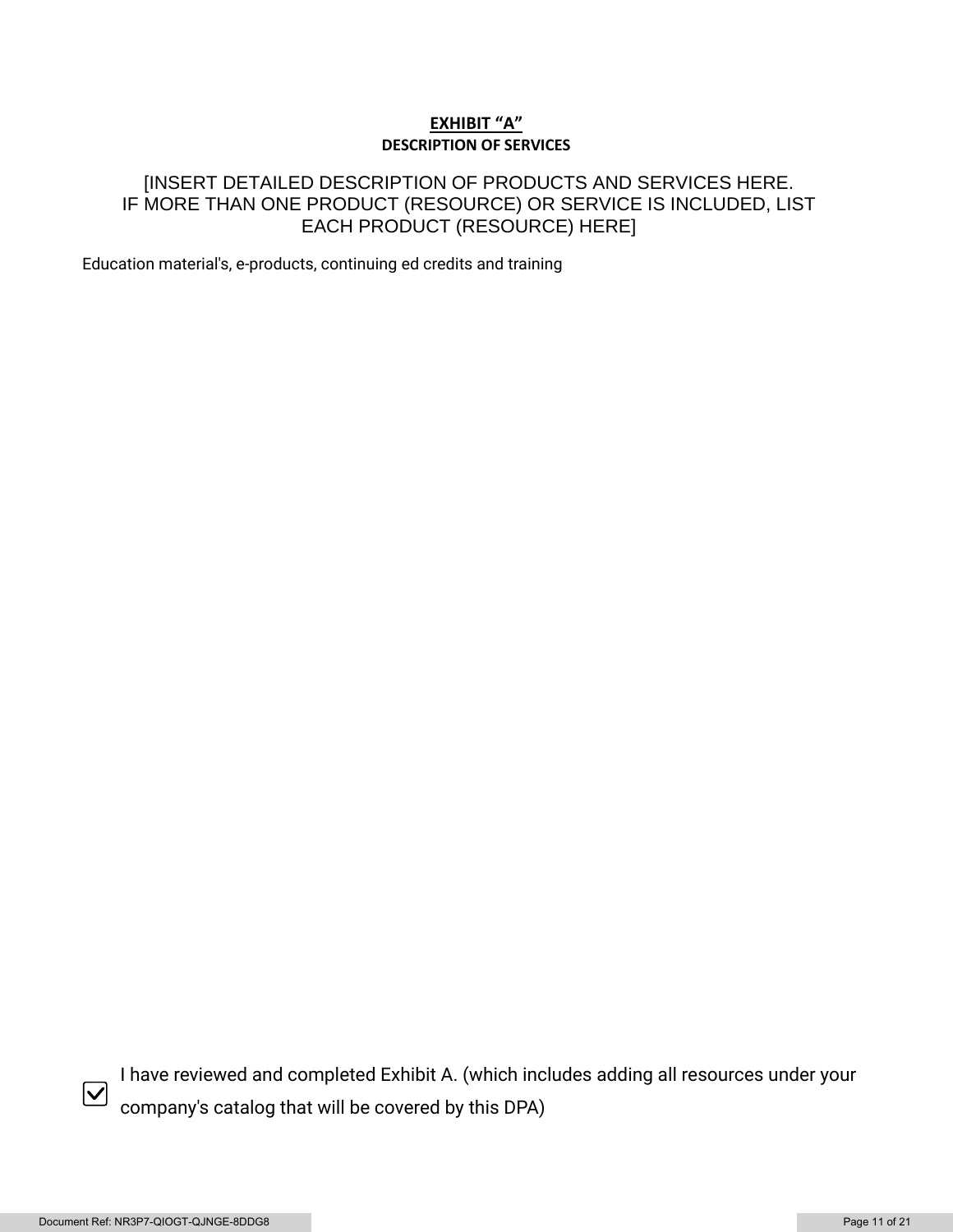# EXHIBIT "A"

## DESCRIPTION OF SERVICES

[INSERT DETAILED DESCRIPTION OF PRODUCTS AND SERVICES HERE. IF MORE THAN ONE PRODUCT (RESOURCE) OR SERVICE IS INCLUDED, LIST EACH PRODUCT (RESOURCE) HERE]

Education material's, e-products, continuing ed credits and training

☑ I have reviewed and completed Exhibit A. (which includes adding all resources under your company's catalog that will be covered by this DPA)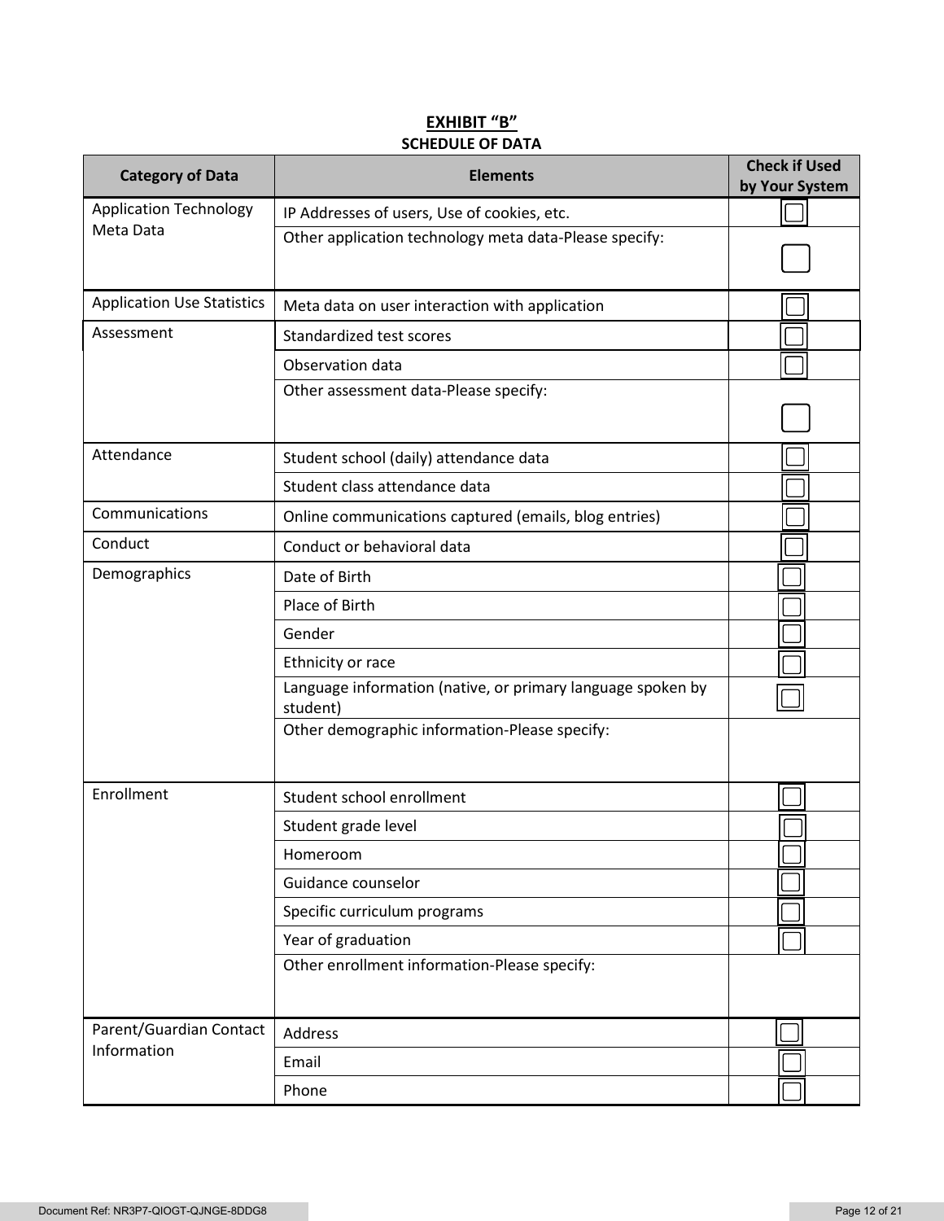## EXHIBIT "B"

### SCHEDULE OF DATA

| Category of Data | Elements | Check if Used by Your System |
|---|---|---|
| Application Technology Meta Data | IP Addresses of users, Use of cookies, etc. | ☐ |
| | Other application technology meta data-Please specify: | ☐ |
| Application Use Statistics | Meta data on user interaction with application | ☐ |
| Assessment | Standardized test scores | ☐ |
| | Observation data | ☐ |
| | Other assessment data-Please specify: | ☐ |
| Attendance | Student school (daily) attendance data | ☐ |
| | Student class attendance data | ☐ |
| Communications | Online communications captured (emails, blog entries) | ☐ |
| Conduct | Conduct or behavioral data | ☐ |
| Demographics | Date of Birth | ☐ |
| | Place of Birth | ☐ |
| | Gender | ☐ |
| | Ethnicity or race | ☐ |
| | Language information (native, or primary language spoken by student) | ☐ |
| | Other demographic information-Please specify: | |
| Enrollment | Student school enrollment | ☐ |
| | Student grade level | ☐ |
| | Homeroom | ☐ |
| | Guidance counselor | ☐ |
| | Specific curriculum programs | ☐ |
| | Year of graduation | ☐ |
| | Other enrollment information-Please specify: | |
| Parent/Guardian Contact Information | Address | ☐ |
| | Email | ☐ |
| | Phone | ☐ |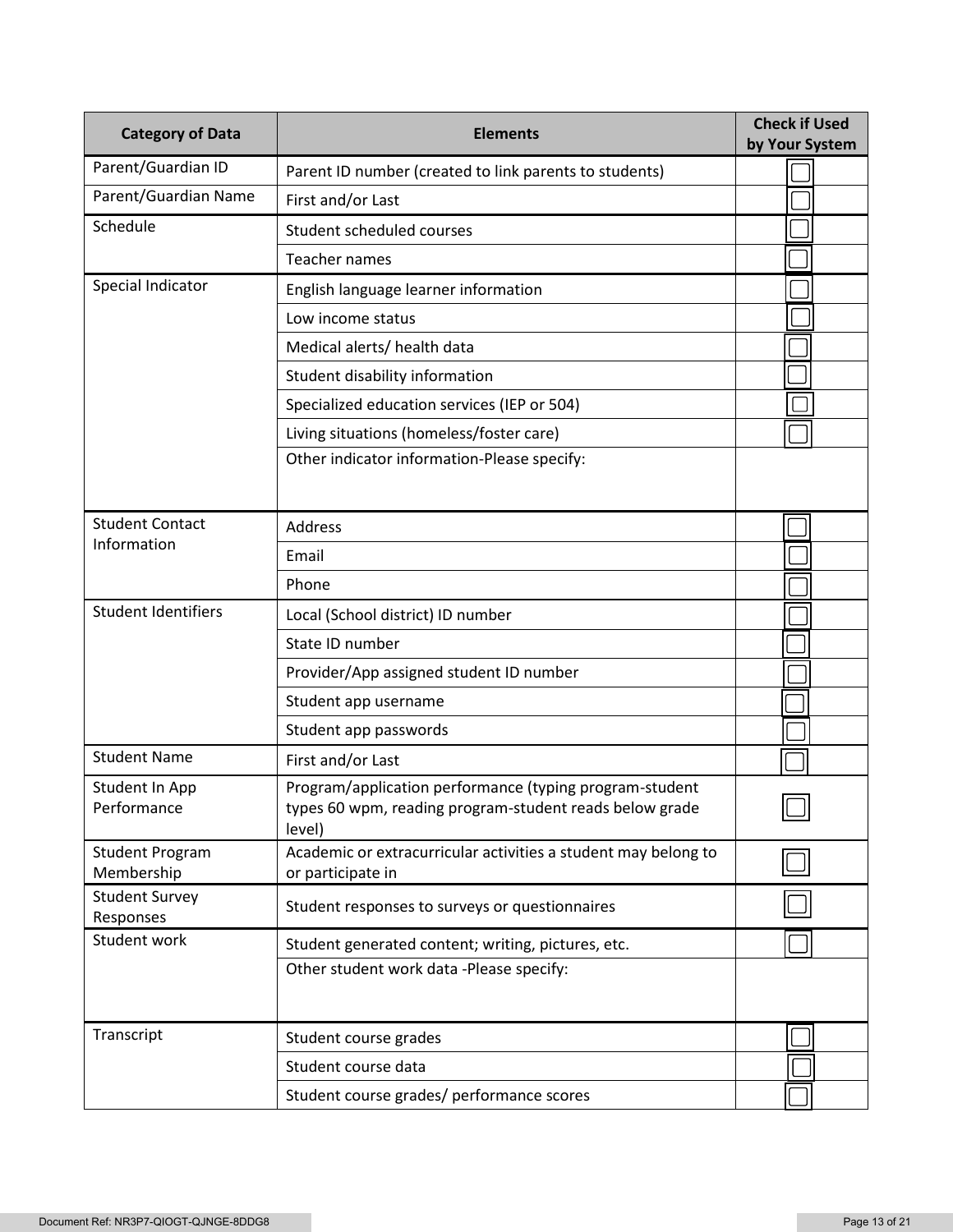| Category of Data | Elements | Check if Used by Your System |
|---|---|---|
| Parent/Guardian ID | Parent ID number (created to link parents to students) | ☐ |
| Parent/Guardian Name | First and/or Last | ☐ |
| Schedule | Student scheduled courses | ☐ |
| | Teacher names | ☐ |
| Special Indicator | English language learner information | ☐ |
| | Low income status | ☐ |
| | Medical alerts/ health data | ☐ |
| | Student disability information | ☐ |
| | Specialized education services (IEP or 504) | ☐ |
| | Living situations (homeless/foster care) | ☐ |
| | Other indicator information-Please specify: | |
| Student Contact Information | Address | ☐ |
| | Email | ☐ |
| | Phone | ☐ |
| Student Identifiers | Local (School district) ID number | ☐ |
| | State ID number | ☐ |
| | Provider/App assigned student ID number | ☐ |
| | Student app username | ☐ |
| | Student app passwords | ☐ |
| Student Name | First and/or Last | ☐ |
| Student In App Performance | Program/application performance (typing program-student types 60 wpm, reading program-student reads below grade level) | ☐ |
| Student Program Membership | Academic or extracurricular activities a student may belong to or participate in | ☐ |
| Student Survey Responses | Student responses to surveys or questionnaires | ☐ |
| Student work | Student generated content; writing, pictures, etc. | ☐ |
| | Other student work data -Please specify: | |
| Transcript | Student course grades | ☐ |
| | Student course data | ☐ |
| | Student course grades/ performance scores | ☐ |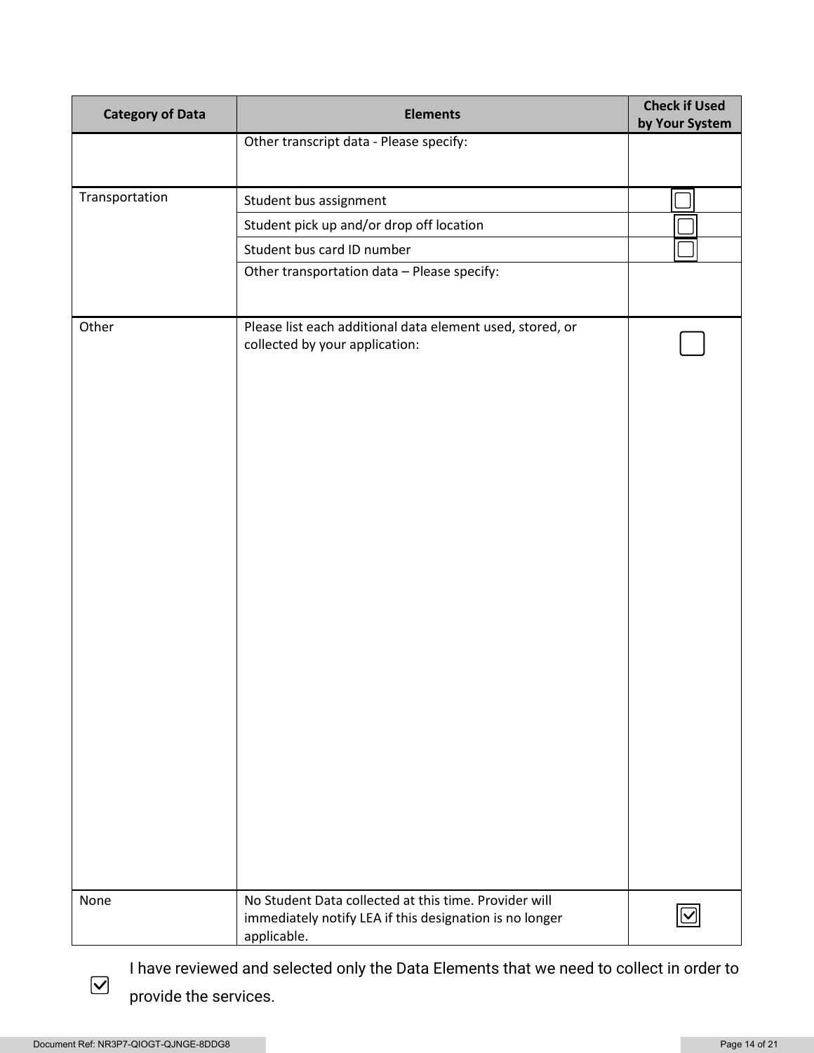| Category of Data | Elements | Check if Used by Your System |
|---|---|---|
| | Other transcript data - Please specify: | |
| Transportation | Student bus assignment | ☐ |
| | Student pick up and/or drop off location | ☐ |
| | Student bus card ID number | ☐ |
| | Other transportation data – Please specify: | |
| Other | Please list each additional data element used, stored, or collected by your application: | ☐ |
| None | No Student Data collected at this time. Provider will immediately notify LEA if this designation is no longer applicable. | ☑ |

☑ I have reviewed and selected only the Data Elements that we need to collect in order to provide the services.

Document Ref: NR3P7-QIOGT-QJNGE-8DDG8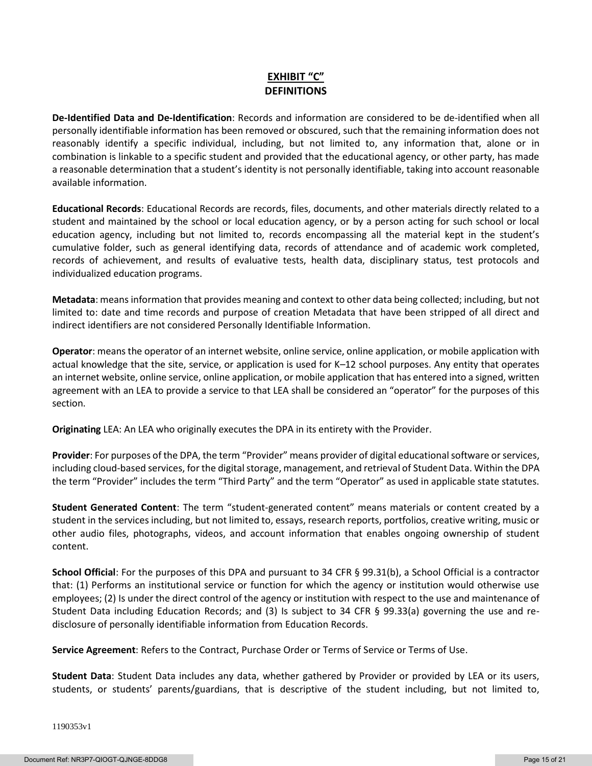## EXHIBIT "C"
## DEFINITIONS

**De-Identified Data and De-Identification**: Records and information are considered to be de-identified when all personally identifiable information has been removed or obscured, such that the remaining information does not reasonably identify a specific individual, including, but not limited to, any information that, alone or in combination is linkable to a specific student and provided that the educational agency, or other party, has made a reasonable determination that a student's identity is not personally identifiable, taking into account reasonable available information.

**Educational Records**: Educational Records are records, files, documents, and other materials directly related to a student and maintained by the school or local education agency, or by a person acting for such school or local education agency, including but not limited to, records encompassing all the material kept in the student's cumulative folder, such as general identifying data, records of attendance and of academic work completed, records of achievement, and results of evaluative tests, health data, disciplinary status, test protocols and individualized education programs.

**Metadata**: means information that provides meaning and context to other data being collected; including, but not limited to: date and time records and purpose of creation Metadata that have been stripped of all direct and indirect identifiers are not considered Personally Identifiable Information.

**Operator**: means the operator of an internet website, online service, online application, or mobile application with actual knowledge that the site, service, or application is used for K–12 school purposes. Any entity that operates an internet website, online service, online application, or mobile application that has entered into a signed, written agreement with an LEA to provide a service to that LEA shall be considered an "operator" for the purposes of this section.

**Originating** LEA: An LEA who originally executes the DPA in its entirety with the Provider.

**Provider**: For purposes of the DPA, the term "Provider" means provider of digital educational software or services, including cloud-based services, for the digital storage, management, and retrieval of Student Data. Within the DPA the term "Provider" includes the term "Third Party" and the term "Operator" as used in applicable state statutes.

**Student Generated Content**: The term "student-generated content" means materials or content created by a student in the services including, but not limited to, essays, research reports, portfolios, creative writing, music or other audio files, photographs, videos, and account information that enables ongoing ownership of student content.

**School Official**: For the purposes of this DPA and pursuant to 34 CFR § 99.31(b), a School Official is a contractor that: (1) Performs an institutional service or function for which the agency or institution would otherwise use employees; (2) Is under the direct control of the agency or institution with respect to the use and maintenance of Student Data including Education Records; and (3) Is subject to 34 CFR § 99.33(a) governing the use and re-disclosure of personally identifiable information from Education Records.

**Service Agreement**: Refers to the Contract, Purchase Order or Terms of Service or Terms of Use.

**Student Data**: Student Data includes any data, whether gathered by Provider or provided by LEA or its users, students, or students' parents/guardians, that is descriptive of the student including, but not limited to,

1190353v1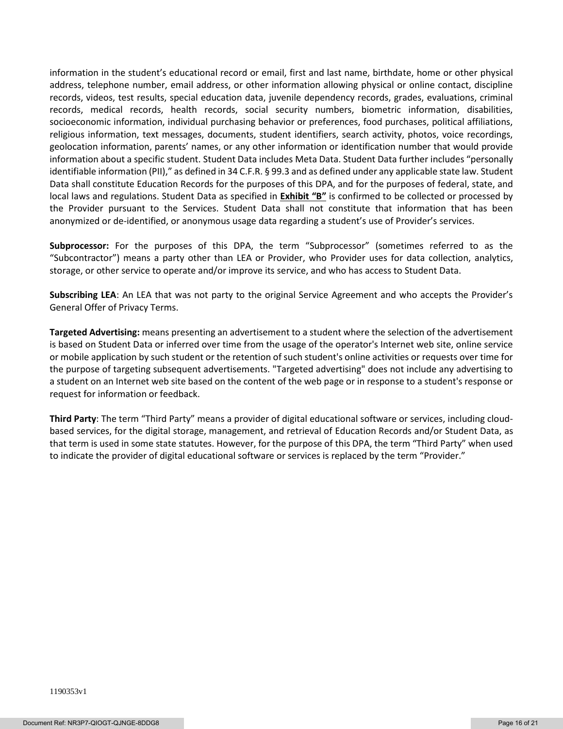information in the student's educational record or email, first and last name, birthdate, home or other physical address, telephone number, email address, or other information allowing physical or online contact, discipline records, videos, test results, special education data, juvenile dependency records, grades, evaluations, criminal records, medical records, health records, social security numbers, biometric information, disabilities, socioeconomic information, individual purchasing behavior or preferences, food purchases, political affiliations, religious information, text messages, documents, student identifiers, search activity, photos, voice recordings, geolocation information, parents' names, or any other information or identification number that would provide information about a specific student. Student Data includes Meta Data. Student Data further includes "personally identifiable information (PII)," as defined in 34 C.F.R. § 99.3 and as defined under any applicable state law. Student Data shall constitute Education Records for the purposes of this DPA, and for the purposes of federal, state, and local laws and regulations. Student Data as specified in **Exhibit "B"** is confirmed to be collected or processed by the Provider pursuant to the Services. Student Data shall not constitute that information that has been anonymized or de-identified, or anonymous usage data regarding a student's use of Provider's services.

**Subprocessor:** For the purposes of this DPA, the term "Subprocessor" (sometimes referred to as the "Subcontractor") means a party other than LEA or Provider, who Provider uses for data collection, analytics, storage, or other service to operate and/or improve its service, and who has access to Student Data.

**Subscribing LEA**: An LEA that was not party to the original Service Agreement and who accepts the Provider's General Offer of Privacy Terms.

**Targeted Advertising:** means presenting an advertisement to a student where the selection of the advertisement is based on Student Data or inferred over time from the usage of the operator's Internet web site, online service or mobile application by such student or the retention of such student's online activities or requests over time for the purpose of targeting subsequent advertisements. "Targeted advertising" does not include any advertising to a student on an Internet web site based on the content of the web page or in response to a student's response or request for information or feedback.

**Third Party**: The term "Third Party" means a provider of digital educational software or services, including cloud-based services, for the digital storage, management, and retrieval of Education Records and/or Student Data, as that term is used in some state statutes. However, for the purpose of this DPA, the term "Third Party" when used to indicate the provider of digital educational software or services is replaced by the term "Provider."

1190353v1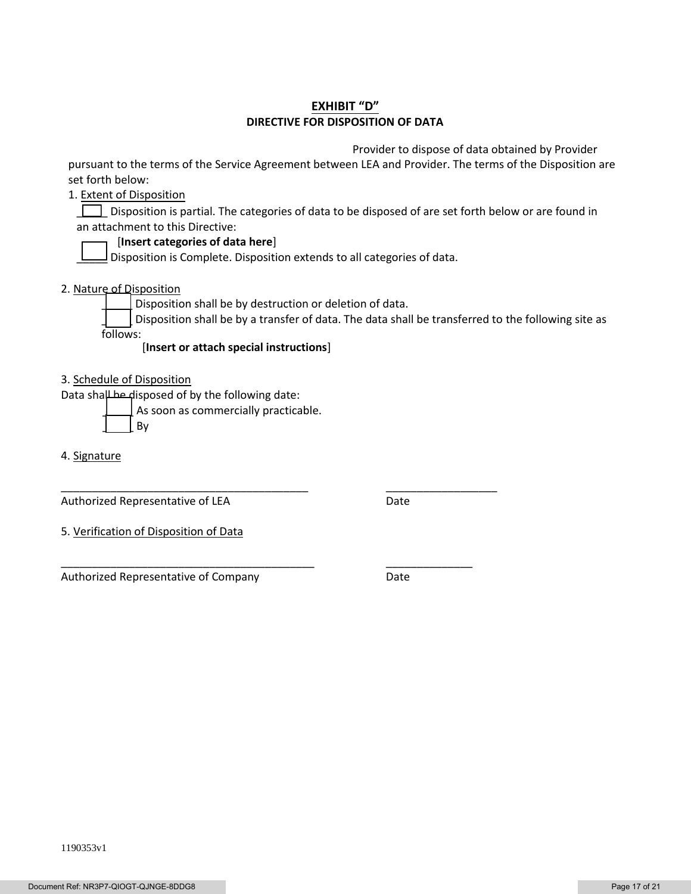**EXHIBIT "D"**

**DIRECTIVE FOR DISPOSITION OF DATA**

Provider to dispose of data obtained by Provider pursuant to the terms of the Service Agreement between LEA and Provider. The terms of the Disposition are set forth below:

1. Extent of Disposition

☐ Disposition is partial. The categories of data to be disposed of are set forth below or are found in an attachment to this Directive:

[**Insert categories of data here**]

☐ Disposition is Complete. Disposition extends to all categories of data.

2. Nature of Disposition

☐ Disposition shall be by destruction or deletion of data.

☐ Disposition shall be by a transfer of data. The data shall be transferred to the following site as follows:

[**Insert or attach special instructions**]

3. Schedule of Disposition

Data shall be disposed of by the following date:

☐ As soon as commercially practicable.

☐ By

4. Signature

\_\_\_\_\_\_\_\_\_\_\_\_\_\_\_\_\_\_\_\_\_\_\_\_\_\_\_\_\_\_\_\_\_\_\_\_\_\_\_\_ \_\_\_\_\_\_\_\_\_\_\_\_\_\_\_\_\_\_

Authorized Representative of LEA Date

5. Verification of Disposition of Data

\_\_\_\_\_\_\_\_\_\_\_\_\_\_\_\_\_\_\_\_\_\_\_\_\_\_\_\_\_\_\_\_\_\_\_\_\_\_\_\_\_ \_\_\_\_\_\_\_\_\_\_\_\_\_\_

Authorized Representative of Company Date

1190353v1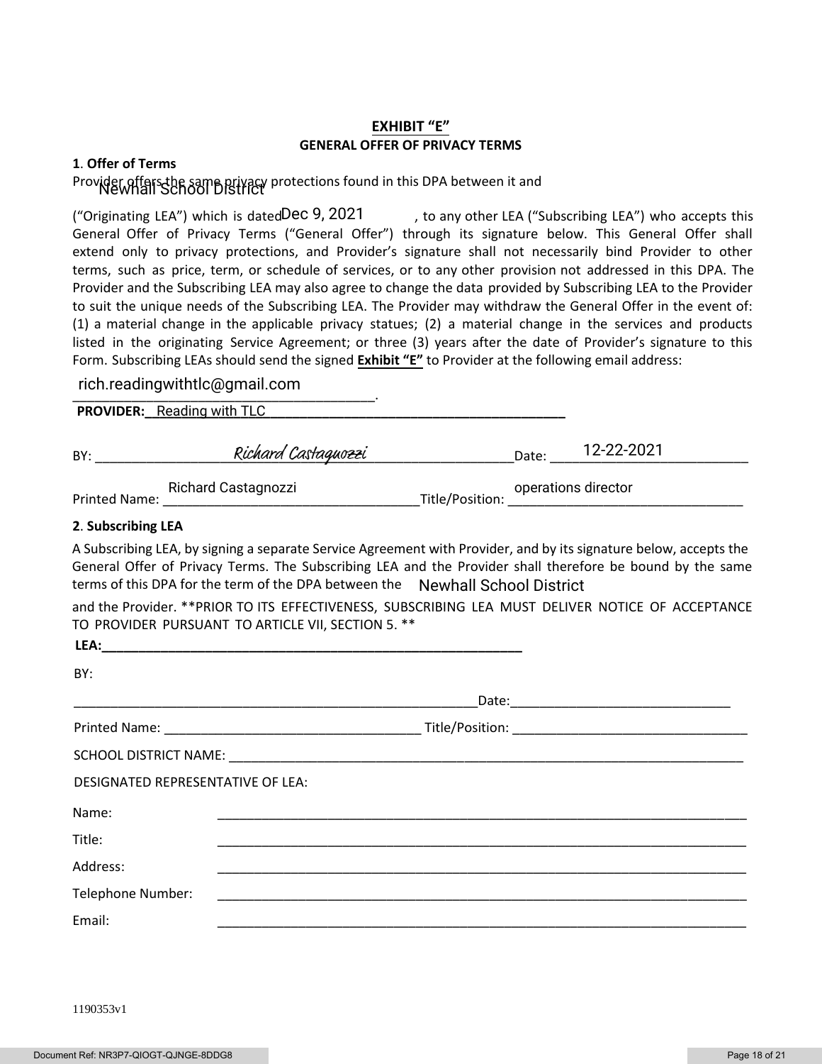# EXHIBIT "E"

## GENERAL OFFER OF PRIVACY TERMS

**1. Offer of Terms**

Provider offers the same privacy protections found in this DPA between it and Newhall School District ("Originating LEA") which is dated Dec 9, 2021, to any other LEA ("Subscribing LEA") who accepts this General Offer of Privacy Terms ("General Offer") through its signature below. This General Offer shall extend only to privacy protections, and Provider's signature shall not necessarily bind Provider to other terms, such as price, term, or schedule of services, or to any other provision not addressed in this DPA. The Provider and the Subscribing LEA may also agree to change the data provided by Subscribing LEA to the Provider to suit the unique needs of the Subscribing LEA. The Provider may withdraw the General Offer in the event of: (1) a material change in the applicable privacy statues; (2) a material change in the services and products listed in the originating Service Agreement; or three (3) years after the date of Provider's signature to this Form. Subscribing LEAs should send the signed **Exhibit "E"** to Provider at the following email address:

rich.readingwithtlc@gmail.com.

**PROVIDER:** Reading with TLC

BY: *Richard Castagnozzi* Date: 12-22-2021

Printed Name: Richard Castagnozzi Title/Position: operations director

**2. Subscribing LEA**

A Subscribing LEA, by signing a separate Service Agreement with Provider, and by its signature below, accepts the General Offer of Privacy Terms. The Subscribing LEA and the Provider shall therefore be bound by the same terms of this DPA for the term of the DPA between the Newhall School District and the Provider. **PRIOR TO ITS EFFECTIVENESS, SUBSCRIBING LEA MUST DELIVER NOTICE OF ACCEPTANCE TO PROVIDER PURSUANT TO ARTICLE VII, SECTION 5. **

**LEA:**\_\_\_\_\_\_\_\_\_\_\_\_\_\_\_\_\_\_\_\_\_\_\_\_\_\_\_\_\_\_\_\_\_\_\_\_\_\_\_\_

BY:

\_\_\_\_\_\_\_\_\_\_\_\_\_\_\_\_\_\_\_\_\_\_\_\_\_\_\_\_\_\_\_\_\_\_\_\_\_\_Date:\_\_\_\_\_\_\_\_\_\_\_\_\_\_\_\_\_\_\_\_\_\_

Printed Name: \_\_\_\_\_\_\_\_\_\_\_\_\_\_\_\_\_\_\_\_\_\_\_\_ Title/Position: \_\_\_\_\_\_\_\_\_\_\_\_\_\_\_\_\_\_\_\_\_\_

SCHOOL DISTRICT NAME: \_\_\_\_\_\_\_\_\_\_\_\_\_\_\_\_\_\_\_\_\_\_\_\_\_\_\_\_\_\_\_\_\_\_\_\_\_\_\_\_

DESIGNATED REPRESENTATIVE OF LEA:

Name: \_\_\_\_\_\_\_\_\_\_\_\_\_\_\_\_\_\_\_\_\_\_\_\_\_\_\_\_\_\_\_\_\_\_\_\_\_\_\_\_

Title: \_\_\_\_\_\_\_\_\_\_\_\_\_\_\_\_\_\_\_\_\_\_\_\_\_\_\_\_\_\_\_\_\_\_\_\_\_\_\_\_

Address: \_\_\_\_\_\_\_\_\_\_\_\_\_\_\_\_\_\_\_\_\_\_\_\_\_\_\_\_\_\_\_\_\_\_\_\_\_\_\_\_

Telephone Number: \_\_\_\_\_\_\_\_\_\_\_\_\_\_\_\_\_\_\_\_\_\_\_\_\_\_\_\_\_\_\_\_\_\_\_\_\_\_\_\_

Email: \_\_\_\_\_\_\_\_\_\_\_\_\_\_\_\_\_\_\_\_\_\_\_\_\_\_\_\_\_\_\_\_\_\_\_\_\_\_\_\_

1190353v1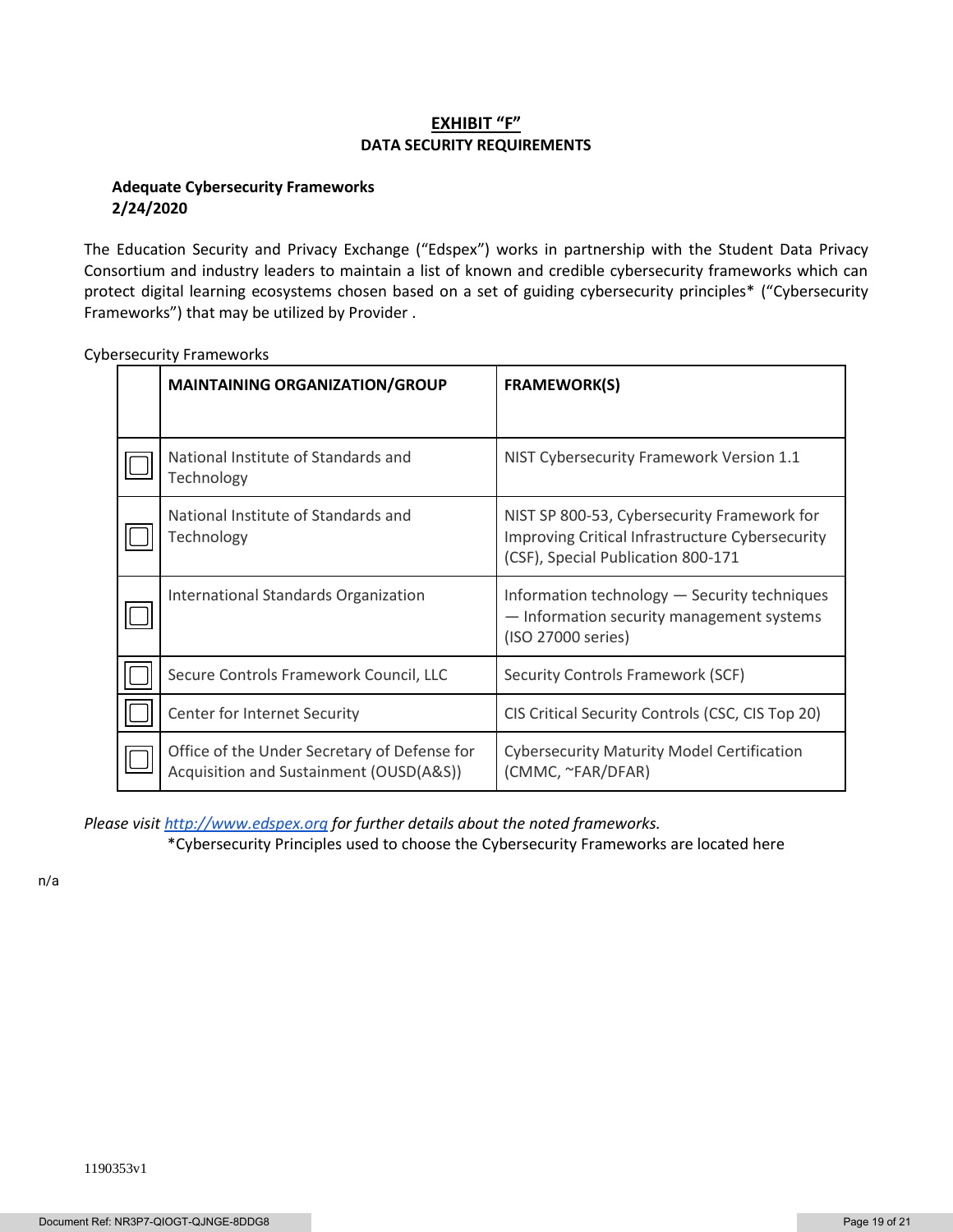# EXHIBIT "F"

## DATA SECURITY REQUIREMENTS

**Adequate Cybersecurity Frameworks**
**2/24/2020**

The Education Security and Privacy Exchange ("Edspex") works in partnership with the Student Data Privacy Consortium and industry leaders to maintain a list of known and credible cybersecurity frameworks which can protect digital learning ecosystems chosen based on a set of guiding cybersecurity principles* ("Cybersecurity Frameworks") that may be utilized by Provider .

Cybersecurity Frameworks

| | MAINTAINING ORGANIZATION/GROUP | FRAMEWORK(S) |
|---|---|---|
| ☐ | National Institute of Standards and Technology | NIST Cybersecurity Framework Version 1.1 |
| ☐ | National Institute of Standards and Technology | NIST SP 800-53, Cybersecurity Framework for Improving Critical Infrastructure Cybersecurity (CSF), Special Publication 800-171 |
| ☐ | International Standards Organization | Information technology — Security techniques — Information security management systems (ISO 27000 series) |
| ☐ | Secure Controls Framework Council, LLC | Security Controls Framework (SCF) |
| ☐ | Center for Internet Security | CIS Critical Security Controls (CSC, CIS Top 20) |
| ☐ | Office of the Under Secretary of Defense for Acquisition and Sustainment (OUSD(A&S)) | Cybersecurity Maturity Model Certification (CMMC, ~FAR/DFAR) |

*Please visit [http://www.edspex.org](http://www.edspex.org) for further details about the noted frameworks.*

*Cybersecurity Principles used to choose the Cybersecurity Frameworks are located here

n/a

1190353v1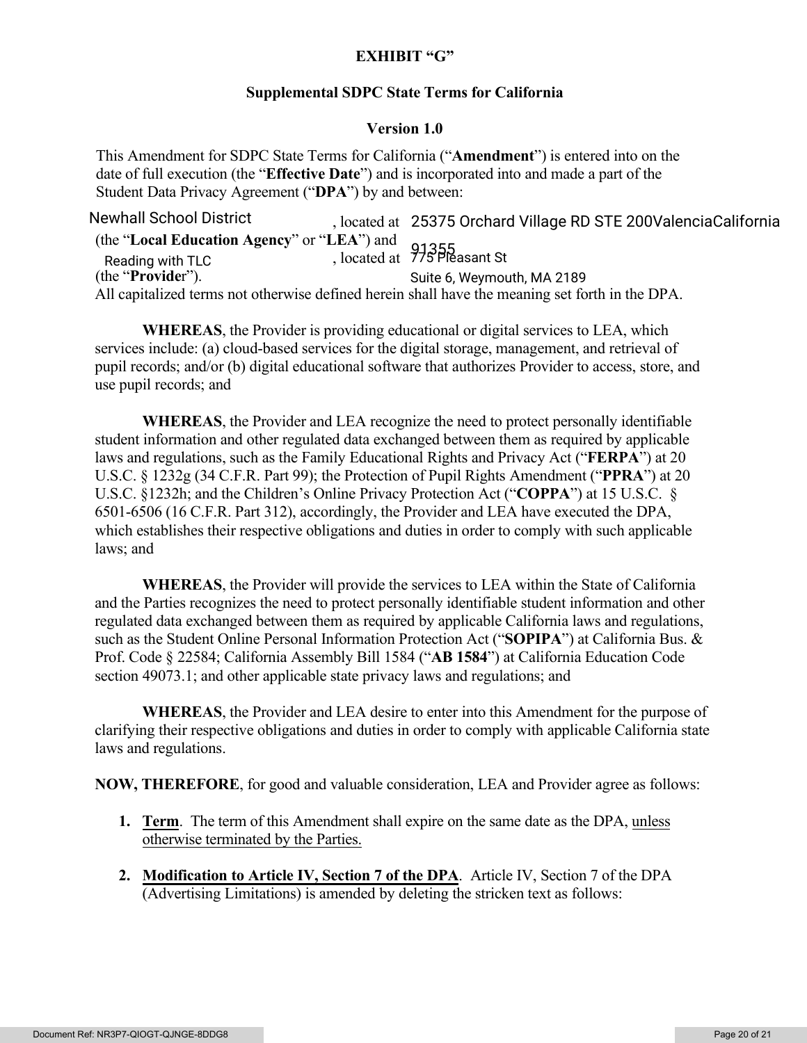**EXHIBIT "G"**

**Supplemental SDPC State Terms for California**

**Version 1.0**

This Amendment for SDPC State Terms for California ("**Amendment**") is entered into on the date of full execution (the "**Effective Date**") and is incorporated into and made a part of the Student Data Privacy Agreement ("**DPA**") by and between:

Newhall School District, located at 25375 Orchard Village RD STE 200ValenciaCalifornia 91355 (the "**Local Education Agency**" or "**LEA**") and Reading with TLC, located at 775 Pleasant St Suite 6, Weymouth, MA 2189 (the "**Provider**").

All capitalized terms not otherwise defined herein shall have the meaning set forth in the DPA.

**WHEREAS**, the Provider is providing educational or digital services to LEA, which services include: (a) cloud-based services for the digital storage, management, and retrieval of pupil records; and/or (b) digital educational software that authorizes Provider to access, store, and use pupil records; and

**WHEREAS**, the Provider and LEA recognize the need to protect personally identifiable student information and other regulated data exchanged between them as required by applicable laws and regulations, such as the Family Educational Rights and Privacy Act ("**FERPA**") at 20 U.S.C. § 1232g (34 C.F.R. Part 99); the Protection of Pupil Rights Amendment ("**PPRA**") at 20 U.S.C. §1232h; and the Children's Online Privacy Protection Act ("**COPPA**") at 15 U.S.C. § 6501-6506 (16 C.F.R. Part 312), accordingly, the Provider and LEA have executed the DPA, which establishes their respective obligations and duties in order to comply with such applicable laws; and

**WHEREAS**, the Provider will provide the services to LEA within the State of California and the Parties recognizes the need to protect personally identifiable student information and other regulated data exchanged between them as required by applicable California laws and regulations, such as the Student Online Personal Information Protection Act ("**SOPIPA**") at California Bus. & Prof. Code § 22584; California Assembly Bill 1584 ("**AB 1584**") at California Education Code section 49073.1; and other applicable state privacy laws and regulations; and

**WHEREAS**, the Provider and LEA desire to enter into this Amendment for the purpose of clarifying their respective obligations and duties in order to comply with applicable California state laws and regulations.

**NOW, THEREFORE**, for good and valuable consideration, LEA and Provider agree as follows:

1. **Term**. The term of this Amendment shall expire on the same date as the DPA, unless otherwise terminated by the Parties.

2. **Modification to Article IV, Section 7 of the DPA**. Article IV, Section 7 of the DPA (Advertising Limitations) is amended by deleting the stricken text as follows: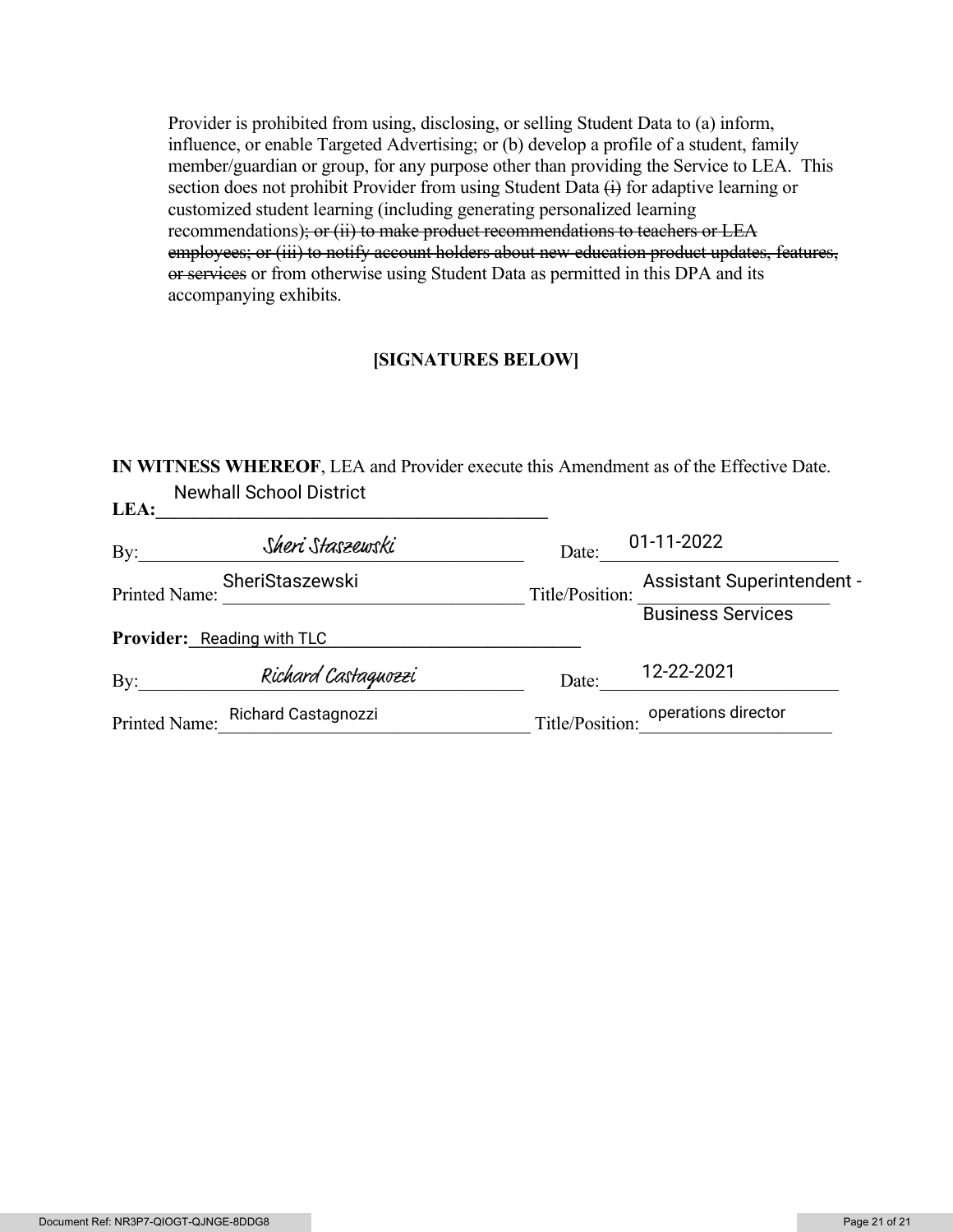Provider is prohibited from using, disclosing, or selling Student Data to (a) inform, influence, or enable Targeted Advertising; or (b) develop a profile of a student, family member/guardian or group, for any purpose other than providing the Service to LEA. This section does not prohibit Provider from using Student Data ~~(i)~~ for adaptive learning or customized student learning (including generating personalized learning recommendations)~~; or (ii) to make product recommendations to teachers or LEA employees; or (iii) to notify account holders about new education product updates, features, or services~~ or from otherwise using Student Data as permitted in this DPA and its accompanying exhibits.

**[SIGNATURES BELOW]**

**IN WITNESS WHEREOF**, LEA and Provider execute this Amendment as of the Effective Date.

**LEA:** Newhall School District

By: *Sheri Staszewski* Date: 01-11-2022

Printed Name: SheriStaszewski Title/Position: Assistant Superintendent - Business Services

**Provider:** Reading with TLC

By: *Richard Castagnozzi* Date: 12-22-2021

Printed Name: Richard Castagnozzi Title/Position: operations director

Document Ref: NR3P7-QIOGT-QJNGE-8DDG8